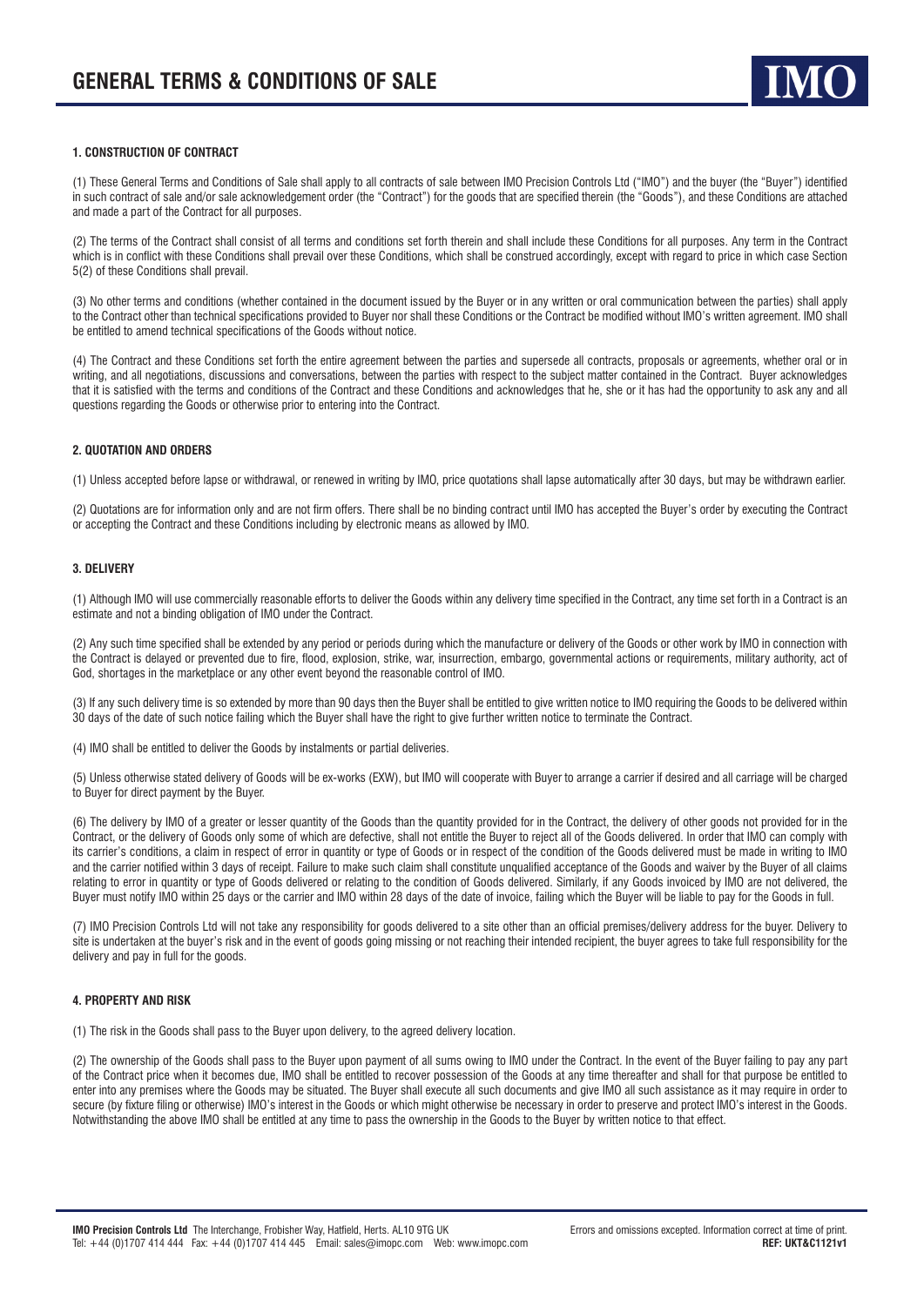# GENERAL TERMS & CONDITIONS OF SALE

## 1. CONSTRUCTION OF CONTRACT

(1) These General Terms and Conditions of Sale shall apply to all contracts of sale between IMO Precision Controls Ltd ("IMO") and the buyer (the "Buyer") identified in such contract of sale and/or sale acknowledgement order (the "Contract") for the goods that are specified therein (the "Goods"), and these Conditions are attached and made a part of the Contract for all purposes.

(2) The terms of the Contract shall consist of all terms and conditions set forth therein and shall include these Conditions for all purposes. Any term in the Contract which is in conflict with these Conditions shall prevail over these Conditions, which shall be construed accordingly, except with regard to price in which case Section 5(2) of these Conditions shall prevail.

(3) No other terms and conditions (whether contained in the document issued by the Buyer or in any written or oral communication between the parties) shall apply to the Contract other than technical specifications provided to Buyer nor shall these Conditions or the Contract be modified without IMO's written agreement. IMO shall be entitled to amend technical specifications of the Goods without notice.

(4) The Contract and these Conditions set forth the entire agreement between the parties and supersede all contracts, proposals or agreements, whether oral or in writing, and all negotiations, discussions and conversations, between the parties with respect to the subject matter contained in the Contract. Buyer acknowledges that it is satisfied with the terms and conditions of the Contract and these Conditions and acknowledges that he, she or it has had the opportunity to ask any and all questions regarding the Goods or otherwise prior to entering into the Contract.

## 2. QUOTATION AND ORDERS

(1) Unless accepted before lapse or withdrawal, or renewed in writing by IMO, price quotations shall lapse automatically after 30 days, but may be withdrawn earlier.

(2) Quotations are for information only and are not firm offers. There shall be no binding contract until IMO has accepted the Buyer's order by executing the Contract or accepting the Contract and these Conditions including by electronic means as allowed by IMO.

## 3. DELIVERY

(1) Although IMO will use commercially reasonable efforts to deliver the Goods within any delivery time specified in the Contract, any time set forth in a Contract is an estimate and not a binding obligation of IMO under the Contract.

(2) Any such time specified shall be extended by any period or periods during which the manufacture or delivery of the Goods or other work by IMO in connection with the Contract is delayed or prevented due to fire, flood, explosion, strike, war, insurrection, embargo, governmental actions or requirements, military authority, act of God, shortages in the marketplace or any other event beyond the reasonable control of IMO.

(3) If any such delivery time is so extended by more than 90 days then the Buyer shall be entitled to give written notice to IMO requiring the Goods to be delivered within 30 days of the date of such notice failing which the Buyer shall have the right to give further written notice to terminate the Contract.

(4) IMO shall be entitled to deliver the Goods by instalments or partial deliveries.

(5) Unless otherwise stated delivery of Goods will be ex-works (EXW), but IMO will cooperate with Buyer to arrange a carrier if desired and all carriage will be charged to Buyer for direct payment by the Buyer.

(6) The delivery by IMO of a greater or lesser quantity of the Goods than the quantity provided for in the Contract, the delivery of other goods not provided for in the Contract, or the delivery of Goods only some of which are defective, shall not entitle the Buyer to reject all of the Goods delivered. In order that IMO can comply with its carrier's conditions, a claim in respect of error in quantity or type of Goods or in respect of the condition of the Goods delivered must be made in writing to IMO and the carrier notified within 3 days of receipt. Failure to make such claim shall constitute unqualified acceptance of the Goods and waiver by the Buyer of all claims relating to error in quantity or type of Goods delivered or relating to the condition of Goods delivered. Similarly, if any Goods invoiced by IMO are not delivered, the Buyer must notify IMO within 25 days or the carrier and IMO within 28 days of the date of invoice, failing which the Buyer will be liable to pay for the Goods in full.

(7) IMO Precision Controls Ltd will not take any responsibility for goods delivered to a site other than an official premises/delivery address for the buyer. Delivery to site is undertaken at the buyer's risk and in the event of goods going missing or not reaching their intended recipient, the buyer agrees to take full responsibility for the delivery and pay in full for the goods.

## 4. PROPERTY AND RISK

(1) The risk in the Goods shall pass to the Buyer upon delivery, to the agreed delivery location.

(2) The ownership of the Goods shall pass to the Buyer upon payment of all sums owing to IMO under the Contract. In the event of the Buyer failing to pay any part of the Contract price when it becomes due, IMO shall be entitled to recover possession of the Goods at any time thereafter and shall for that purpose be entitled to enter into any premises where the Goods may be situated. The Buyer shall execute all such documents and give IMO all such assistance as it may require in order to secure (by fixture filing or otherwise) IMO's interest in the Goods or which might otherwise be necessary in order to preserve and protect IMO's interest in the Goods. Notwithstanding the above IMO shall be entitled at any time to pass the ownership in the Goods to the Buyer by written notice to that effect.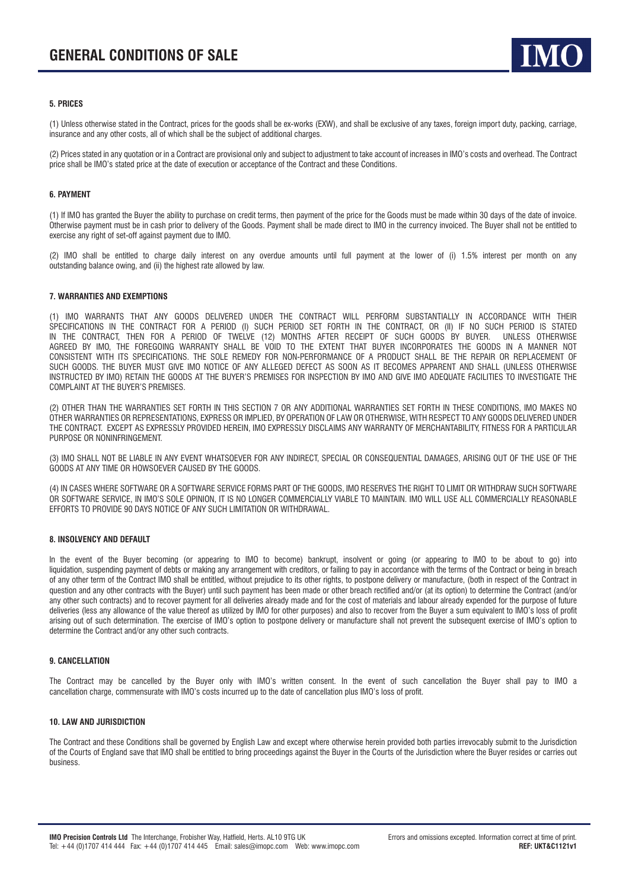#### 5. PRICES

(1) Unless otherwise stated in the Contract, prices for the goods shall be ex-works (EXW), and shall be exclusive of any taxes, foreign import duty, packing, carriage, insurance and any other costs, all of which shall be the subject of additional charges.

(2) Prices stated in any quotation or in a Contract are provisional only and subject to adjustment to take account of increases in IMO's costs and overhead. The Contract price shall be IMO's stated price at the date of execution or acceptance of the Contract and these Conditions.

#### 6. PAYMENT

(1) If IMO has granted the Buyer the ability to purchase on credit terms, then payment of the price for the Goods must be made within 30 days of the date of invoice. Otherwise payment must be in cash prior to delivery of the Goods. Payment shall be made direct to IMO in the currency invoiced. The Buyer shall not be entitled to exercise any right of set-off against payment due to IMO.

(2) IMO shall be entitled to charge daily interest on any overdue amounts until full payment at the lower of (i) 1.5% interest per month on any outstanding balance owing, and (ii) the highest rate allowed by law.

#### 7. WARRANTIES AND EXEMPTIONS

(1) IMO WARRANTS THAT ANY GOODS DELIVERED UNDER THE CONTRACT WILL PERFORM SUBSTANTIALLY IN ACCORDANCE WITH THEIR SPECIFICATIONS IN THE CONTRACT FOR A PERIOD (I) SUCH PERIOD SET FORTH IN THE CONTRACT, OR (II) IF NO SUCH PERIOD IS STATED IN THE CONTRACT, THEN FOR A PERIOD OF TWELVE (12) MONTHS AFTER RECEIPT OF SUCH GOODS BY BUYER. UNLESS OTHERWISE AGREED BY IMO, THE FOREGOING WARRANTY SHALL BE VOID TO THE EXTENT THAT BUYER INCORPORATES THE GOODS IN A MANNER NOT CONSISTENT WITH ITS SPECIFICATIONS. THE SOLE REMEDY FOR NON-PERFORMANCE OF A PRODUCT SHALL BE THE REPAIR OR REPLACEMENT OF SUCH GOODS. THE BUYER MUST GIVE IMO NOTICE OF ANY ALLEGED DEFECT AS SOON AS IT BECOMES APPARENT AND SHALL (UNLESS OTHERWISE INSTRUCTED BY IMO) RETAIN THE GOODS AT THE BUYER'S PREMISES FOR INSPECTION BY IMO AND GIVE IMO ADEQUATE FACILITIES TO INVESTIGATE THE COMPLAINT AT THE BUYER'S PREMISES.

(2) OTHER THAN THE WARRANTIES SET FORTH IN THIS SECTION 7 OR ANY ADDITIONAL WARRANTIES SET FORTH IN THESE CONDITIONS, IMO MAKES NO OTHER WARRANTIES OR REPRESENTATIONS, EXPRESS OR IMPLIED, BY OPERATION OF LAW OR OTHERWISE, WITH RESPECT TO ANY GOODS DELIVERED UNDER THE CONTRACT. EXCEPT AS EXPRESSLY PROVIDED HEREIN, IMO EXPRESSLY DISCLAIMS ANY WARRANTY OF MERCHANTABILITY, FITNESS FOR A PARTICULAR PURPOSE OR NONINFRINGEMENT.

(3) IMO SHALL NOT BE LIABLE IN ANY EVENT WHATSOEVER FOR ANY INDIRECT, SPECIAL OR CONSEQUENTIAL DAMAGES, ARISING OUT OF THE USE OF THE GOODS AT ANY TIME OR HOWSOEVER CAUSED BY THE GOODS.

(4) IN CASES WHERE SOFTWARE OR A SOFTWARE SERVICE FORMS PART OF THE GOODS, IMO RESERVES THE RIGHT TO LIMIT OR WITHDRAW SUCH SOFTWARE OR SOFTWARE SERVICE, IN IMO'S SOLE OPINION, IT IS NO LONGER COMMERCIALLY VIABLE TO MAINTAIN. IMO WILL USE ALL COMMERCIALLY REASONABLE EFFORTS TO PROVIDE 90 DAYS NOTICE OF ANY SUCH LIMITATION OR WITHDRAWAL.

#### 8. INSOLVENCY AND DEFAULT

In the event of the Buyer becoming (or appearing to IMO to become) bankrupt, insolvent or going (or appearing to IMO to be about to go) into liquidation, suspending payment of debts or making any arrangement with creditors, or failing to pay in accordance with the terms of the Contract or being in breach of any other term of the Contract IMO shall be entitled, without prejudice to its other rights, to postpone delivery or manufacture, (both in respect of the Contract in question and any other contracts with the Buyer) until such payment has been made or other breach rectified and/or (at its option) to determine the Contract (and/or any other such contracts) and to recover payment for all deliveries already made and for the cost of materials and labour already expended for the purpose of future deliveries (less any allowance of the value thereof as utilized by IMO for other purposes) and also to recover from the Buyer a sum equivalent to IMO's loss of profit arising out of such determination. The exercise of IMO's option to postpone delivery or manufacture shall not prevent the subsequent exercise of IMO's option to determine the Contract and/or any other such contracts.

#### 9. CANCELLATION

The Contract may be cancelled by the Buyer only with IMO's written consent. In the event of such cancellation the Buyer shall pay to IMO a cancellation charge, commensurate with IMO's costs incurred up to the date of cancellation plus IMO's loss of profit.

#### 10. LAW AND JURISDICTION

The Contract and these Conditions shall be governed by English Law and except where otherwise herein provided both parties irrevocably submit to the Jurisdiction of the Courts of England save that IMO shall be entitled to bring proceedings against the Buyer in the Courts of the Jurisdiction where the Buyer resides or carries out business.

**IMO Precision Controls Ltd** The Interchange, Frobisher Way, Hatfield, Herts. AL10 9TG UK
Tel: +44 (0)1707 414 444 Fax: +44 (0)1707 414 445 Email: sales@imopc.com Web: www.imopc.com

Errors and omissions excepted. Information correct at time of print.
**REF: UKT&C1121v1**